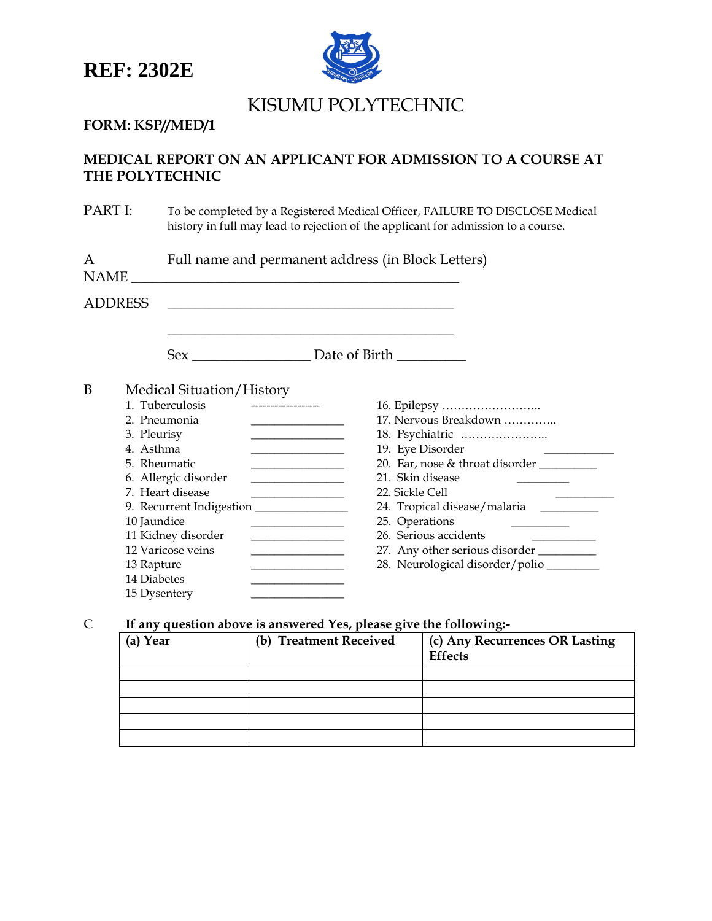**REF: 2302E**

# KISUMU POLYTECHNIC

**FORM: KSP//MED/1**

## MEDICAL REPORT ON AN APPLICANT FOR ADMISSION TO A COURSE AT THE POLYTECHNIC

PART I: To be completed by a Registered Medical Officer, FAILURE TO DISCLOSE Medical history in full may lead to rejection of the applicant for admission to a course.

A Full name and permanent address (in Block Letters)

NAME ________________________________________________

ADDRESS ___________________________________________

___________________________________________

Sex _________________ Date of Birth __________

B Medical Situation/History

1. Tuberculosis ------------------
2. Pneumonia _______________
3. Pleurisy _______________
4. Asthma _______________
5. Rheumatic _______________
6. Allergic disorder _______________
7. Heart disease _______________
9. Recurrent Indigestion _______________
10 Jaundice _______________
11 Kidney disorder _______________
12 Varicose veins _______________
13 Rapture _______________
14 Diabetes _______________
15 Dysentery _______________
16. Epilepsy ……………………..
17. Nervous Breakdown …………..
18. Psychiatric …………………..
19. Eye Disorder ___________
20. Ear, nose & throat disorder _________
21. Skin disease _________
22. Sickle Cell __________
24. Tropical disease/malaria __________
25. Operations __________
26. Serious accidents __________
27. Any other serious disorder _________
28. Neurological disorder/polio _________

C **If any question above is answered Yes, please give the following:-**

| (a) Year | (b) Treatment Received | (c) Any Recurrences OR Lasting Effects |
|---|---|---|
| | | |
| | | |
| | | |
| | | |
| | | |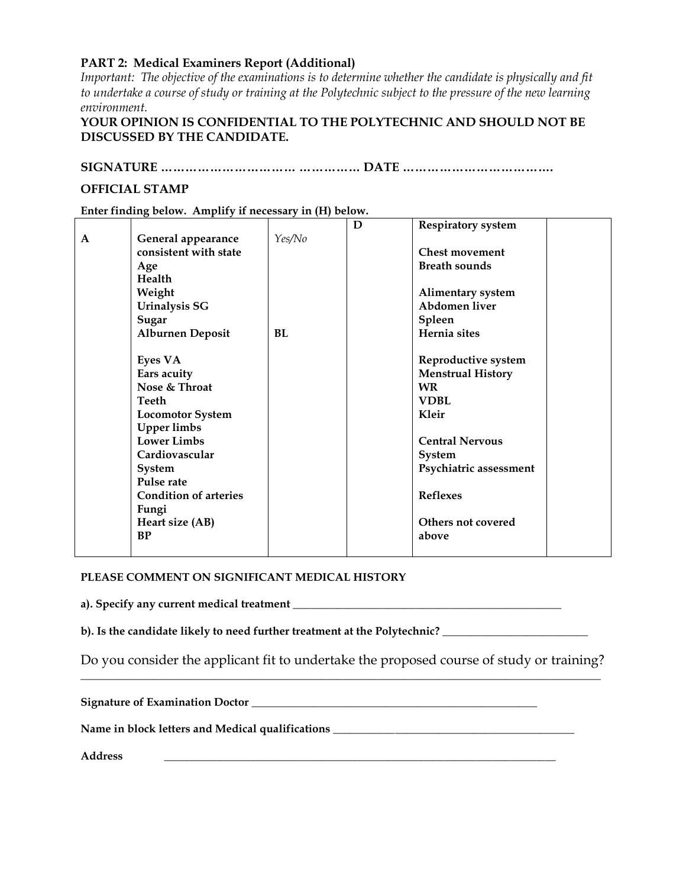**PART 2: Medical Examiners Report (Additional)**

*Important: The objective of the examinations is to determine whether the candidate is physically and fit to undertake a course of study or training at the Polytechnic subject to the pressure of the new learning environment.*

**YOUR OPINION IS CONFIDENTIAL TO THE POLYTECHNIC AND SHOULD NOT BE DISCUSSED BY THE CANDIDATE.**

**SIGNATURE …………………………… …………… DATE ……………………………….**

**OFFICIAL STAMP**

**Enter finding below. Amplify if necessary in (H) below.**

| | | | | | |
|---|---|---|---|---|---|
| **A** | **General appearance consistent with state** | *Yes/No* | **D** | **Respiratory system** | |
| | **Age** | | | **Chest movement** | |
| | **Health** | | | **Breath sounds** | |
| | **Weight** | | | **Alimentary system** | |
| | **Urinalysis SG** | | | **Abdomen liver** | |
| | **Sugar** | | | **Spleen** | |
| | **Alburnen Deposit** | **BL** | | **Hernia sites** | |
| | **Eyes VA** | | | **Reproductive system** | |
| | **Ears acuity** | | | **Menstrual History** | |
| | **Nose & Throat** | | | **WR** | |
| | **Teeth** | | | **VDBL** | |
| | **Locomotor System** | | | **Kleir** | |
| | **Upper limbs** | | | | |
| | **Lower Limbs** | | | **Central Nervous System** | |
| | **Cardiovascular System** | | | **Psychiatric assessment** | |
| | **Pulse rate** | | | | |
| | **Condition of arteries** | | | **Reflexes** | |
| | **Fungi** | | | | |
| | **Heart size (AB)** | | | **Others not covered above** | |
| | **BP** | | | | |

**PLEASE COMMENT ON SIGNIFICANT MEDICAL HISTORY**

**a). Specify any current medical treatment** ___________________________________________________

**b). Is the candidate likely to need further treatment at the Polytechnic?** ___________________________

Do you consider the applicant fit to undertake the proposed course of study or training?
_____________________________________________________________________________

**Signature of Examination Doctor** _____________________________________________________

**Name in block letters and Medical qualifications** _______________________________________

**Address** _______________________________________________________________________